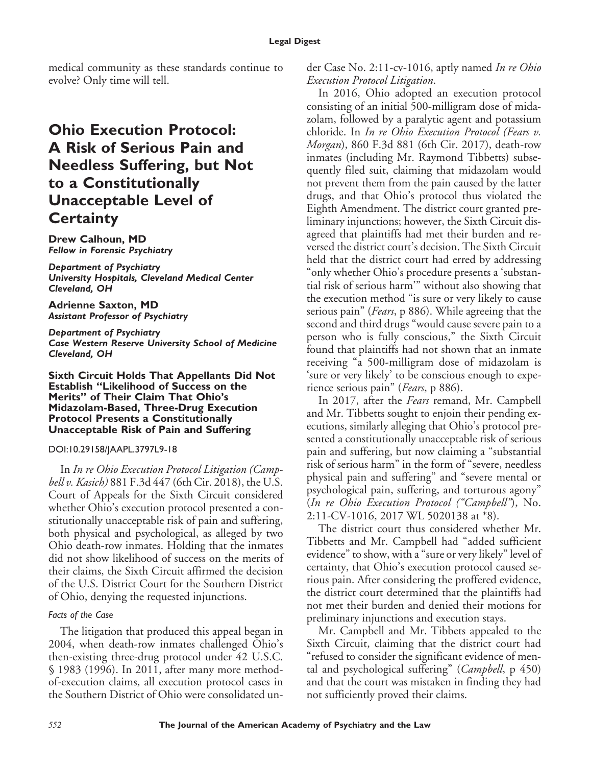medical community as these standards continue to evolve? Only time will tell.

# Ohio Execution Protocol: A Risk of Serious Pain and Needless Suffering, but Not to a Constitutionally Unacceptable Level of Certainty

**Drew Calhoun, MD**
*Fellow in Forensic Psychiatry*

*Department of Psychiatry*
*University Hospitals, Cleveland Medical Center*
*Cleveland, OH*

**Adrienne Saxton, MD**
*Assistant Professor of Psychiatry*

*Department of Psychiatry*
*Case Western Reserve University School of Medicine*
*Cleveland, OH*

**Sixth Circuit Holds That Appellants Did Not Establish "Likelihood of Success on the Merits" of Their Claim That Ohio's Midazolam-Based, Three-Drug Execution Protocol Presents a Constitutionally Unacceptable Risk of Pain and Suffering**

DOI:10.29158/JAAPL.3797L9-18

In *In re Ohio Execution Protocol Litigation (Campbell v. Kasich)* 881 F.3d 447 (6th Cir. 2018), the U.S. Court of Appeals for the Sixth Circuit considered whether Ohio's execution protocol presented a constitutionally unacceptable risk of pain and suffering, both physical and psychological, as alleged by two Ohio death-row inmates. Holding that the inmates did not show likelihood of success on the merits of their claims, the Sixth Circuit affirmed the decision of the U.S. District Court for the Southern District of Ohio, denying the requested injunctions.

### *Facts of the Case*

The litigation that produced this appeal began in 2004, when death-row inmates challenged Ohio's then-existing three-drug protocol under 42 U.S.C. § 1983 (1996). In 2011, after many more method-of-execution claims, all execution protocol cases in the Southern District of Ohio were consolidated under Case No. 2:11-cv-1016, aptly named *In re Ohio Execution Protocol Litigation*.

In 2016, Ohio adopted an execution protocol consisting of an initial 500-milligram dose of midazolam, followed by a paralytic agent and potassium chloride. In *In re Ohio Execution Protocol (Fears v. Morgan)*, 860 F.3d 881 (6th Cir. 2017), death-row inmates (including Mr. Raymond Tibbetts) subsequently filed suit, claiming that midazolam would not prevent them from the pain caused by the latter drugs, and that Ohio's protocol thus violated the Eighth Amendment. The district court granted preliminary injunctions; however, the Sixth Circuit disagreed that plaintiffs had met their burden and reversed the district court's decision. The Sixth Circuit held that the district court had erred by addressing "only whether Ohio's procedure presents a 'substantial risk of serious harm'" without also showing that the execution method "is sure or very likely to cause serious pain" (*Fears*, p 886). While agreeing that the second and third drugs "would cause severe pain to a person who is fully conscious," the Sixth Circuit found that plaintiffs had not shown that an inmate receiving "a 500-milligram dose of midazolam is 'sure or very likely' to be conscious enough to experience serious pain" (*Fears*, p 886).

In 2017, after the *Fears* remand, Mr. Campbell and Mr. Tibbetts sought to enjoin their pending executions, similarly alleging that Ohio's protocol presented a constitutionally unacceptable risk of serious pain and suffering, but now claiming a "substantial risk of serious harm" in the form of "severe, needless physical pain and suffering" and "severe mental or psychological pain, suffering, and torturous agony" (*In re Ohio Execution Protocol ("Campbell")*, No. 2:11-CV-1016, 2017 WL 5020138 at *8).

The district court thus considered whether Mr. Tibbetts and Mr. Campbell had "added sufficient evidence" to show, with a "sure or very likely" level of certainty, that Ohio's execution protocol caused serious pain. After considering the proffered evidence, the district court determined that the plaintiffs had not met their burden and denied their motions for preliminary injunctions and execution stays.

Mr. Campbell and Mr. Tibbets appealed to the Sixth Circuit, claiming that the district court had "refused to consider the significant evidence of mental and psychological suffering" (*Campbell*, p 450) and that the court was mistaken in finding they had not sufficiently proved their claims.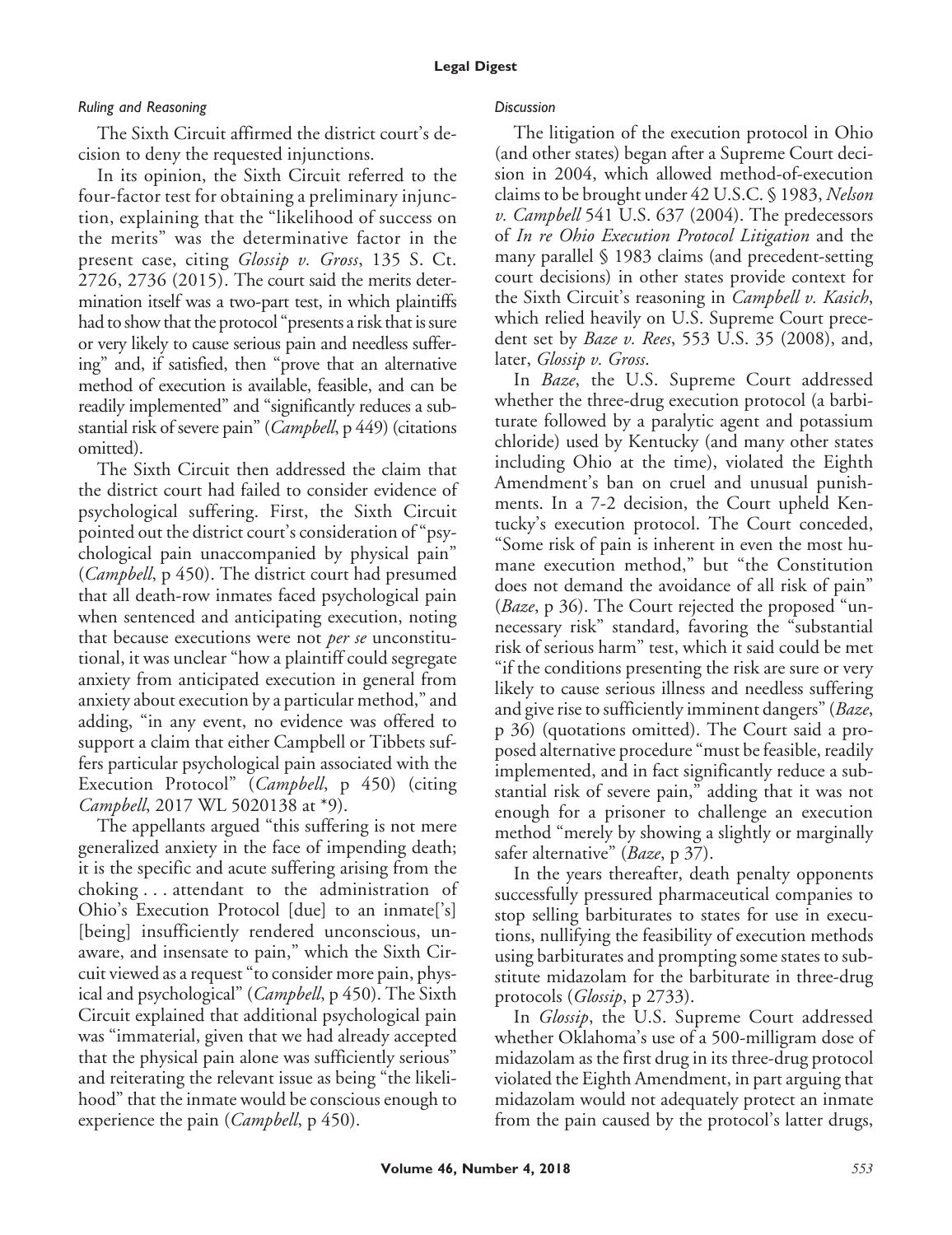### *Ruling and Reasoning*

The Sixth Circuit affirmed the district court's decision to deny the requested injunctions.

In its opinion, the Sixth Circuit referred to the four-factor test for obtaining a preliminary injunction, explaining that the "likelihood of success on the merits" was the determinative factor in the present case, citing *Glossip v. Gross*, 135 S. Ct. 2726, 2736 (2015). The court said the merits determination itself was a two-part test, in which plaintiffs had to show that the protocol "presents a risk that is sure or very likely to cause serious pain and needless suffering" and, if satisfied, then "prove that an alternative method of execution is available, feasible, and can be readily implemented" and "significantly reduces a substantial risk of severe pain" (*Campbell*, p 449) (citations omitted).

The Sixth Circuit then addressed the claim that the district court had failed to consider evidence of psychological suffering. First, the Sixth Circuit pointed out the district court's consideration of "psychological pain unaccompanied by physical pain" (*Campbell*, p 450). The district court had presumed that all death-row inmates faced psychological pain when sentenced and anticipating execution, noting that because executions were not *per se* unconstitutional, it was unclear "how a plaintiff could segregate anxiety from anticipated execution in general from anxiety about execution by a particular method," and adding, "in any event, no evidence was offered to support a claim that either Campbell or Tibbets suffers particular psychological pain associated with the Execution Protocol" (*Campbell*, p 450) (citing *Campbell*, 2017 WL 5020138 at *9).

The appellants argued "this suffering is not mere generalized anxiety in the face of impending death; it is the specific and acute suffering arising from the choking . . . attendant to the administration of Ohio's Execution Protocol [due] to an inmate['s] [being] insufficiently rendered unconscious, unaware, and insensate to pain," which the Sixth Circuit viewed as a request "to consider more pain, physical and psychological" (*Campbell*, p 450). The Sixth Circuit explained that additional psychological pain was "immaterial, given that we had already accepted that the physical pain alone was sufficiently serious" and reiterating the relevant issue as being "the likelihood" that the inmate would be conscious enough to experience the pain (*Campbell*, p 450).

### *Discussion*

The litigation of the execution protocol in Ohio (and other states) began after a Supreme Court decision in 2004, which allowed method-of-execution claims to be brought under 42 U.S.C. § 1983, *Nelson v. Campbell* 541 U.S. 637 (2004). The predecessors of *In re Ohio Execution Protocol Litigation* and the many parallel § 1983 claims (and precedent-setting court decisions) in other states provide context for the Sixth Circuit's reasoning in *Campbell v. Kasich*, which relied heavily on U.S. Supreme Court precedent set by *Baze v. Rees*, 553 U.S. 35 (2008), and, later, *Glossip v. Gross*.

In *Baze*, the U.S. Supreme Court addressed whether the three-drug execution protocol (a barbiturate followed by a paralytic agent and potassium chloride) used by Kentucky (and many other states including Ohio at the time), violated the Eighth Amendment's ban on cruel and unusual punishments. In a 7-2 decision, the Court upheld Kentucky's execution protocol. The Court conceded, "Some risk of pain is inherent in even the most humane execution method," but "the Constitution does not demand the avoidance of all risk of pain" (*Baze*, p 36). The Court rejected the proposed "unnecessary risk" standard, favoring the "substantial risk of serious harm" test, which it said could be met "if the conditions presenting the risk are sure or very likely to cause serious illness and needless suffering and give rise to sufficiently imminent dangers" (*Baze*, p 36) (quotations omitted). The Court said a proposed alternative procedure "must be feasible, readily implemented, and in fact significantly reduce a substantial risk of severe pain," adding that it was not enough for a prisoner to challenge an execution method "merely by showing a slightly or marginally safer alternative" (*Baze*, p 37).

In the years thereafter, death penalty opponents successfully pressured pharmaceutical companies to stop selling barbiturates to states for use in executions, nullifying the feasibility of execution methods using barbiturates and prompting some states to substitute midazolam for the barbiturate in three-drug protocols (*Glossip*, p 2733).

In *Glossip*, the U.S. Supreme Court addressed whether Oklahoma's use of a 500-milligram dose of midazolam as the first drug in its three-drug protocol violated the Eighth Amendment, in part arguing that midazolam would not adequately protect an inmate from the pain caused by the protocol's latter drugs,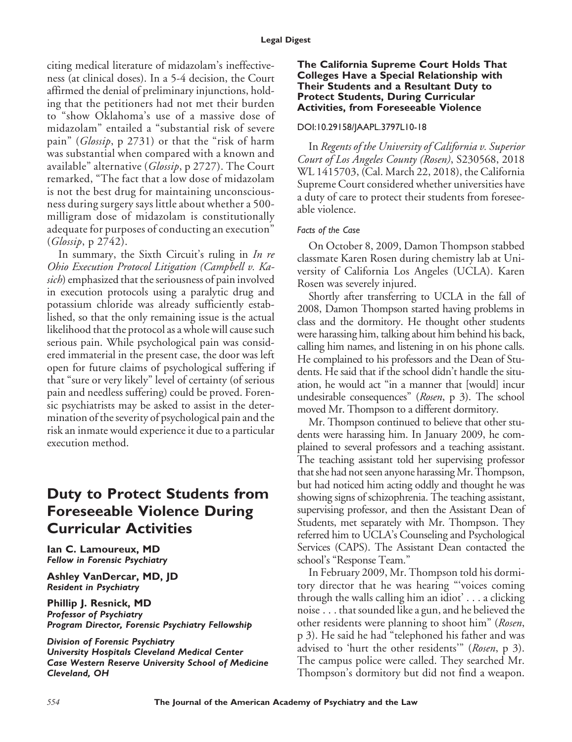citing medical literature of midazolam's ineffectiveness (at clinical doses). In a 5-4 decision, the Court affirmed the denial of preliminary injunctions, holding that the petitioners had not met their burden to "show Oklahoma's use of a massive dose of midazolam" entailed a "substantial risk of severe pain" (*Glossip*, p 2731) or that the "risk of harm was substantial when compared with a known and available" alternative (*Glossip*, p 2727). The Court remarked, "The fact that a low dose of midazolam is not the best drug for maintaining unconsciousness during surgery says little about whether a 500-milligram dose of midazolam is constitutionally adequate for purposes of conducting an execution" (*Glossip*, p 2742).

In summary, the Sixth Circuit's ruling in *In re Ohio Execution Protocol Litigation (Campbell v. Kasich)* emphasized that the seriousness of pain involved in execution protocols using a paralytic drug and potassium chloride was already sufficiently established, so that the only remaining issue is the actual likelihood that the protocol as a whole will cause such serious pain. While psychological pain was considered immaterial in the present case, the door was left open for future claims of psychological suffering if that "sure or very likely" level of certainty (of serious pain and needless suffering) could be proved. Forensic psychiatrists may be asked to assist in the determination of the severity of psychological pain and the risk an inmate would experience it due to a particular execution method.

# Duty to Protect Students from Foreseeable Violence During Curricular Activities

**Ian C. Lamoureux, MD**
***Fellow in Forensic Psychiatry***

**Ashley VanDercar, MD, JD**
***Resident in Psychiatry***

**Phillip J. Resnick, MD**
***Professor of Psychiatry***
***Program Director, Forensic Psychiatry Fellowship***

***Division of Forensic Psychiatry***
***University Hospitals Cleveland Medical Center***
***Case Western Reserve University School of Medicine***
***Cleveland, OH***

### The California Supreme Court Holds That Colleges Have a Special Relationship with Their Students and a Resultant Duty to Protect Students, During Curricular Activities, from Foreseeable Violence

DOI:10.29158/JAAPL.3797L10-18

In *Regents of the University of California v. Superior Court of Los Angeles County (Rosen)*, S230568, 2018 WL 1415703, (Cal. March 22, 2018), the California Supreme Court considered whether universities have a duty of care to protect their students from foreseeable violence.

#### *Facts of the Case*

On October 8, 2009, Damon Thompson stabbed classmate Karen Rosen during chemistry lab at University of California Los Angeles (UCLA). Karen Rosen was severely injured.

Shortly after transferring to UCLA in the fall of 2008, Damon Thompson started having problems in class and the dormitory. He thought other students were harassing him, talking about him behind his back, calling him names, and listening in on his phone calls. He complained to his professors and the Dean of Students. He said that if the school didn't handle the situation, he would act "in a manner that [would] incur undesirable consequences" (*Rosen*, p 3). The school moved Mr. Thompson to a different dormitory.

Mr. Thompson continued to believe that other students were harassing him. In January 2009, he complained to several professors and a teaching assistant. The teaching assistant told her supervising professor that she had not seen anyone harassing Mr. Thompson, but had noticed him acting oddly and thought he was showing signs of schizophrenia. The teaching assistant, supervising professor, and then the Assistant Dean of Students, met separately with Mr. Thompson. They referred him to UCLA's Counseling and Psychological Services (CAPS). The Assistant Dean contacted the school's "Response Team."

In February 2009, Mr. Thompson told his dormitory director that he was hearing "'voices coming through the walls calling him an idiot' . . . a clicking noise . . . that sounded like a gun, and he believed the other residents were planning to shoot him" (*Rosen*, p 3). He said he had "telephoned his father and was advised to 'hurt the other residents'" (*Rosen*, p 3). The campus police were called. They searched Mr. Thompson's dormitory but did not find a weapon.